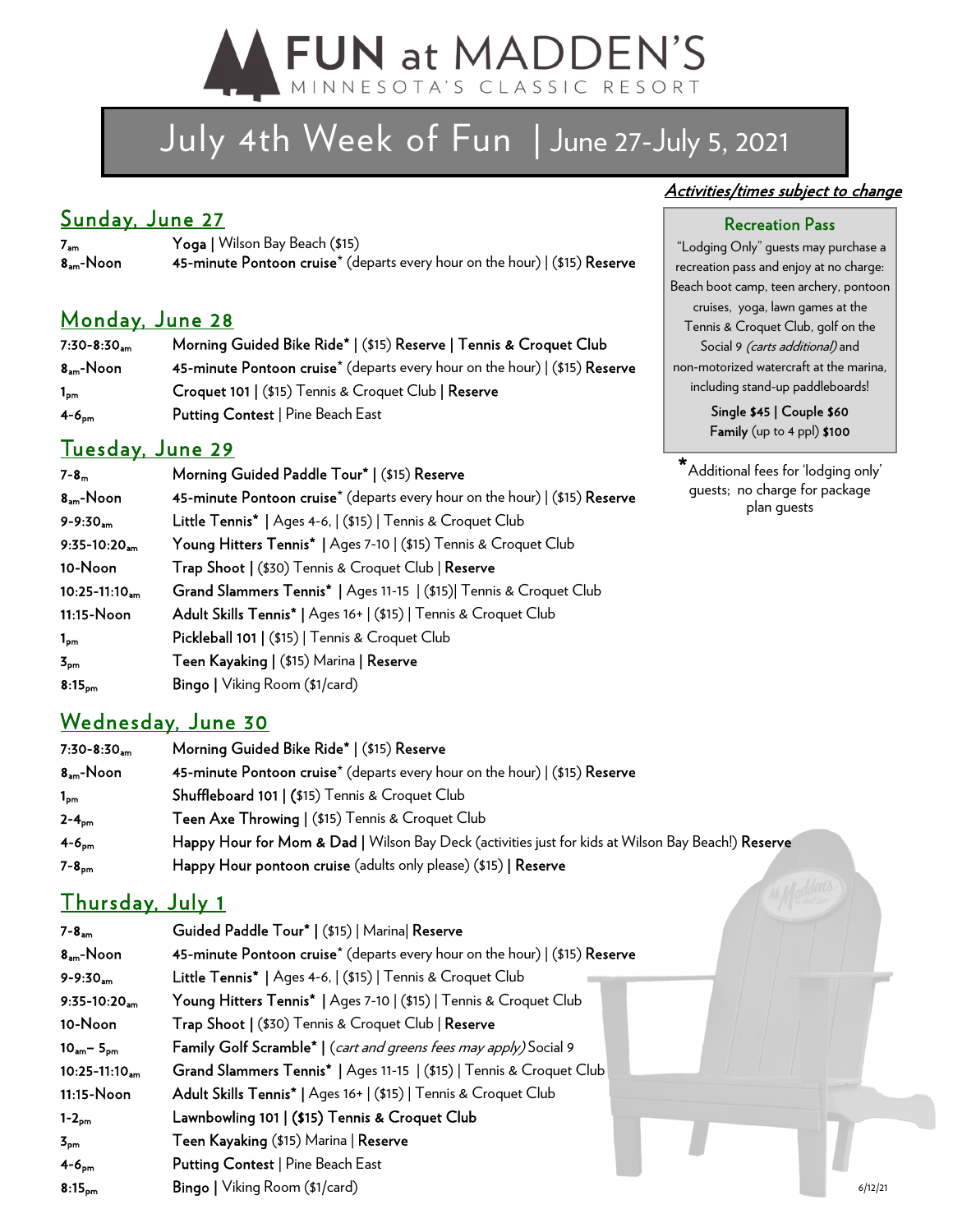# FUN at MADDEN'S

MINNESOTA'S CLASSIC RESORT

## July 4th Week of Fun | June 27-July 5, 2021

***Activities/times subject to change***

### Recreation Pass

"Lodging Only" guests may purchase a recreation pass and enjoy at no charge: Beach boot camp, teen archery, pontoon cruises, yoga, lawn games at the Tennis & Croquet Club, golf on the Social 9 *(carts additional)* and non-motorized watercraft at the marina, including stand-up paddleboards!

**Single $45 | Couple $60**
**Family** (up to 4 ppl) **$100**

*Additional fees for 'lodging only' guests; no charge for package plan guests

## Sunday, June 27

7am — **Yoga |** Wilson Bay Beach ($15)
8am-Noon — **45-minute Pontoon cruise*** (departs every hour on the hour) | ($15) **Reserve**

## Monday, June 28

7:30-8:30am — **Morning Guided Bike Ride* |** ($15) **Reserve | Tennis & Croquet Club**
8am-Noon — **45-minute Pontoon cruise*** (departs every hour on the hour) | ($15) **Reserve**
1pm — **Croquet 101 |** ($15) Tennis & Croquet Club **| Reserve**
4-6pm — **Putting Contest** | Pine Beach East

## Tuesday, June 29

7-8m — **Morning Guided Paddle Tour* |** ($15) **Reserve**
8am-Noon — **45-minute Pontoon cruise*** (departs every hour on the hour) | ($15) **Reserve**
9-9:30am — **Little Tennis* |** Ages 4-6, | ($15) | Tennis & Croquet Club
9:35-10:20am — **Young Hitters Tennis* |** Ages 7-10 | ($15) Tennis & Croquet Club
10-Noon — **Trap Shoot |** ($30) Tennis & Croquet Club | **Reserve**
10:25-11:10am — **Grand Slammers Tennis* |** Ages 11-15 | ($15)| Tennis & Croquet Club
11:15-Noon — **Adult Skills Tennis* |** Ages 16+ | ($15) | Tennis & Croquet Club
1pm — **Pickleball 101 |** ($15) | Tennis & Croquet Club
3pm — **Teen Kayaking |** ($15) Marina **| Reserve**
8:15pm — **Bingo |** Viking Room ($1/card)

## Wednesday, June 30

7:30-8:30am — **Morning Guided Bike Ride* |** ($15) **Reserve**
8am-Noon — **45-minute Pontoon cruise*** (departs every hour on the hour) | ($15) **Reserve**
1pm — **Shuffleboard 101 | (**$15) Tennis & Croquet Club
2-4pm — **Teen Axe Throwing** | ($15) Tennis & Croquet Club
4-6pm — **Happy Hour for Mom & Dad |** Wilson Bay Deck (activities just for kids at Wilson Bay Beach!) **Reserve**
7-8pm — **Happy Hour pontoon cruise** (adults only please) ($15) **| Reserve**

## Thursday, July 1

7-8am — **Guided Paddle Tour* |** ($15) | Marina| **Reserve**
8am-Noon — **45-minute Pontoon cruise*** (departs every hour on the hour) | ($15) **Reserve**
9-9:30am — **Little Tennis* |** Ages 4-6, | ($15) | Tennis & Croquet Club
9:35-10:20am — **Young Hitters Tennis* |** Ages 7-10 | ($15) | Tennis & Croquet Club
10-Noon — **Trap Shoot |** ($30) Tennis & Croquet Club | **Reserve**
10am– 5pm — **Family Golf Scramble* |** (*cart and greens fees may apply)* Social 9
10:25-11:10am — **Grand Slammers Tennis* |** Ages 11-15 | ($15) | Tennis & Croquet Club
11:15-Noon — **Adult Skills Tennis* |** Ages 16+ | ($15) | Tennis & Croquet Club
1-2pm — **Lawnbowling 101 | ($15) Tennis & Croquet Club**
3pm — **Teen Kayaking** ($15) Marina | **Reserve**
4-6pm — **Putting Contest** | Pine Beach East
8:15pm — **Bingo |** Viking Room ($1/card)

6/12/21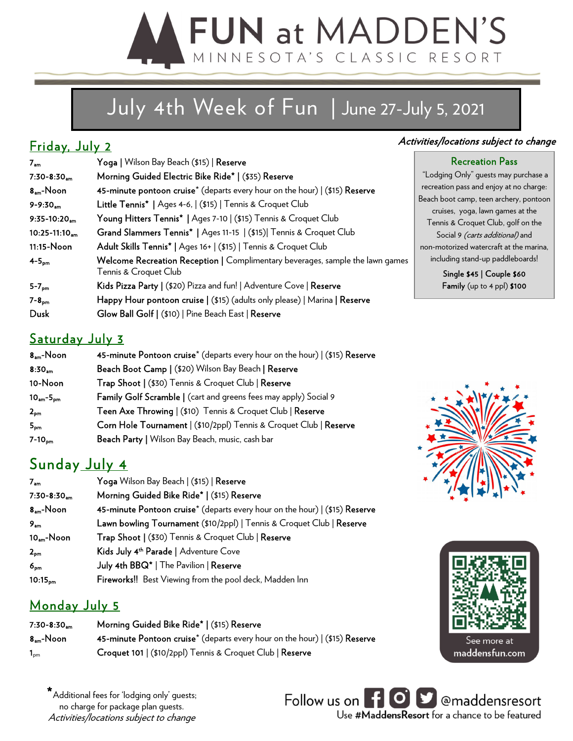# FUN at MADDEN'S

MINNESOTA'S CLASSIC RESORT

## July 4th Week of Fun | June 27-July 5, 2021

*Activities/locations subject to change*

### Friday, July 2

| | |
|---|---|
| 7am | **Yoga** \| Wilson Bay Beach ($15) \| **Reserve** |
| 7:30-8:30am | **Morning Guided Electric Bike Ride*** \| ($35) **Reserve** |
| 8am-Noon | **45-minute pontoon cruise*** (departs every hour on the hour) \| ($15) **Reserve** |
| 9-9:30am | **Little Tennis*** \| Ages 4-6, \| ($15) \| Tennis & Croquet Club |
| 9:35-10:20am | **Young Hitters Tennis*** \| Ages 7-10 \| ($15) Tennis & Croquet Club |
| 10:25-11:10am | **Grand Slammers Tennis*** \| Ages 11-15 \| ($15)\| Tennis & Croquet Club |
| 11:15-Noon | **Adult Skills Tennis*** \| Ages 16+ \| ($15) \| Tennis & Croquet Club |
| 4-5pm | **Welcome Recreation Reception** \| Complimentary beverages, sample the lawn games Tennis & Croquet Club |
| 5-7pm | **Kids Pizza Party** \| ($20) Pizza and fun! \| Adventure Cove \| **Reserve** |
| 7-8pm | **Happy Hour pontoon cruise** \| ($15) (adults only please) \| Marina \| **Reserve** |
| Dusk | **Glow Ball Golf** \| ($10) \| Pine Beach East \| **Reserve** |

### Saturday July 3

| | |
|---|---|
| 8am-Noon | **45-minute Pontoon cruise*** (departs every hour on the hour) \| ($15) **Reserve** |
| 8:30am | **Beach Boot Camp** \| ($20) Wilson Bay Beach \| **Reserve** |
| 10-Noon | **Trap Shoot** \| ($30) Tennis & Croquet Club \| **Reserve** |
| 10am-5pm | **Family Golf Scramble** \| (cart and greens fees may apply) Social 9 |
| 2pm | **Teen Axe Throwing** \| ($10) Tennis & Croquet Club \| **Reserve** |
| 5pm | **Corn Hole Tournament** \| ($10/2ppl) Tennis & Croquet Club \| **Reserve** |
| 7-10pm | **Beach Party** \| Wilson Bay Beach, music, cash bar |

### Sunday July 4

| | |
|---|---|
| 7am | **Yoga** Wilson Bay Beach \| ($15) \| **Reserve** |
| 7:30-8:30am | **Morning Guided Bike Ride*** \| ($15) **Reserve** |
| 8am-Noon | **45-minute Pontoon cruise*** (departs every hour on the hour) \| ($15) **Reserve** |
| 9am | **Lawn bowling Tournament** ($10/2ppl) \| Tennis & Croquet Club \| **Reserve** |
| 10am-Noon | **Trap Shoot** \| ($30) Tennis & Croquet Club \| **Reserve** |
| 2pm | **Kids July 4th Parade** \| Adventure Cove |
| 6pm | **July 4th BBQ*** \| The Pavilion \| **Reserve** |
| 10:15pm | **Fireworks!!** Best Viewing from the pool deck, Madden Inn |

### Monday July 5

| | |
|---|---|
| 7:30-8:30am | **Morning Guided Bike Ride*** \| ($15) **Reserve** |
| 8am-Noon | **45-minute Pontoon cruise*** (departs every hour on the hour) \| ($15) **Reserve** |
| 1pm | **Croquet 101** \| ($10/2ppl) Tennis & Croquet Club \| **Reserve** |

### Recreation Pass

"Lodging Only" guests may purchase a recreation pass and enjoy at no charge: Beach boot camp, teen archery, pontoon cruises, yoga, lawn games at the Tennis & Croquet Club, golf on the Social 9 *(carts additional)* and non-motorized watercraft at the marina, including stand-up paddleboards!

**Single $45 | Couple $60**
**Family** (up to 4 ppl) **$100**

See more at **maddensfun.com**

*Additional fees for 'lodging only' guests; no charge for package plan guests.
*Activities/locations subject to change*

Follow us on @maddensresort
Use **#MaddensResort** for a chance to be featured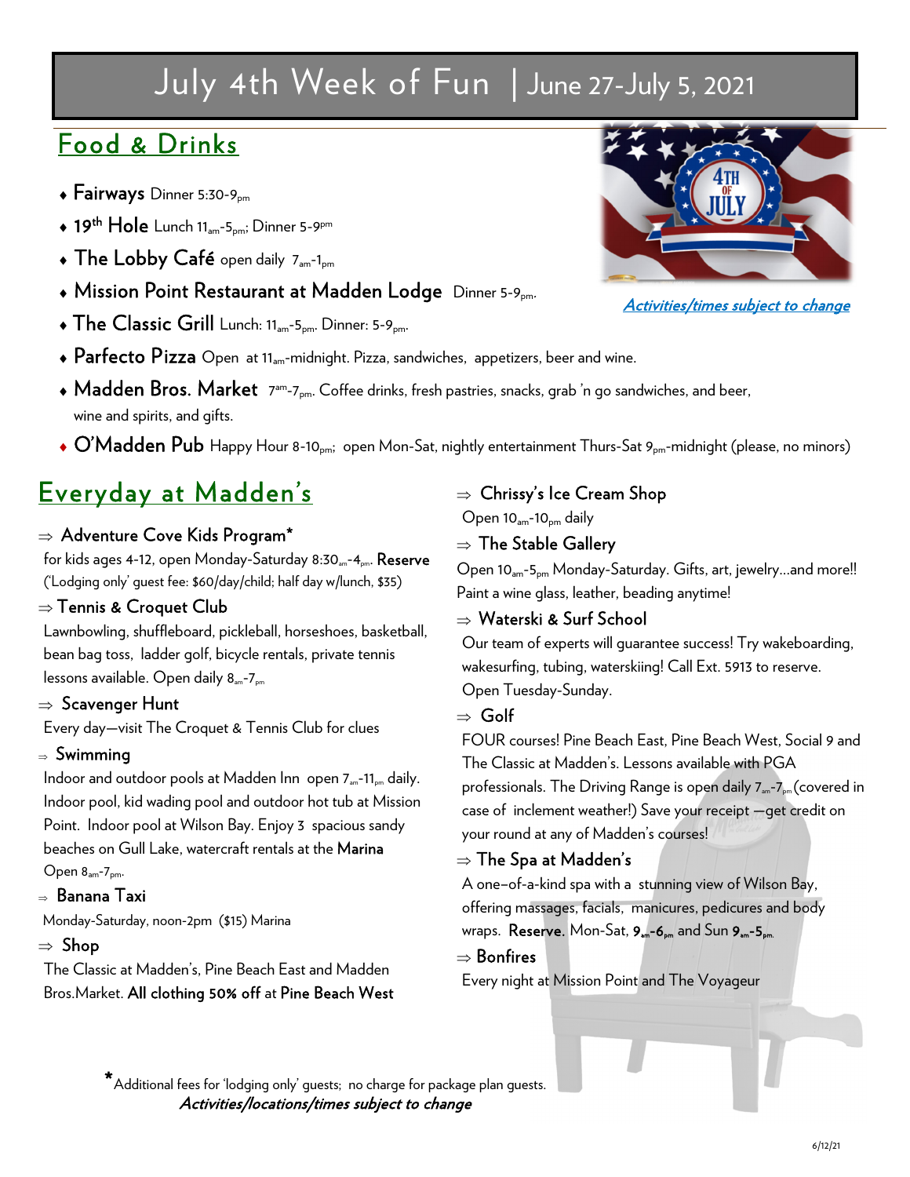# July 4th Week of Fun | June 27-July 5, 2021

## Food & Drinks

*Activities/times subject to change*

- **Fairways** Dinner 5:30-9pm
- **19th Hole** Lunch 11am-5pm; Dinner 5-9pm
- **The Lobby Café** open daily 7am-1pm
- **Mission Point Restaurant at Madden Lodge** Dinner 5-9pm.
- **The Classic Grill** Lunch: 11am-5pm. Dinner: 5-9pm.
- **Parfecto Pizza** Open at 11am-midnight. Pizza, sandwiches, appetizers, beer and wine.
- **Madden Bros. Market** 7am-7pm. Coffee drinks, fresh pastries, snacks, grab 'n go sandwiches, and beer, wine and spirits, and gifts.
- **O'Madden Pub** Happy Hour 8-10pm; open Mon-Sat, nightly entertainment Thurs-Sat 9pm-midnight (please, no minors)

## Everyday at Madden's

⇒ **Adventure Cove Kids Program***

for kids ages 4-12, open Monday-Saturday 8:30am-4pm. **Reserve** ('Lodging only' guest fee: $60/day/child; half day w/lunch, $35)

⇒ **Tennis & Croquet Club**

Lawnbowling, shuffleboard, pickleball, horseshoes, basketball, bean bag toss, ladder golf, bicycle rentals, private tennis lessons available. Open daily 8am-7pm

⇒ **Scavenger Hunt**

Every day—visit The Croquet & Tennis Club for clues

⇒ **Swimming**

Indoor and outdoor pools at Madden Inn open 7am-11pm daily. Indoor pool, kid wading pool and outdoor hot tub at Mission Point. Indoor pool at Wilson Bay. Enjoy 3 spacious sandy beaches on Gull Lake, watercraft rentals at the **Marina** Open 8am-7pm.

⇒ **Banana Taxi**

Monday-Saturday, noon-2pm ($15) Marina

⇒ **Shop**

The Classic at Madden's, Pine Beach East and Madden Bros.Market. **All clothing 50% off** at **Pine Beach West**

⇒ **Chrissy's Ice Cream Shop**

Open 10am-10pm daily

⇒ **The Stable Gallery**

Open 10am-5pm Monday-Saturday. Gifts, art, jewelry...and more!! Paint a wine glass, leather, beading anytime!

⇒ **Waterski & Surf School**

Our team of experts will guarantee success! Try wakeboarding, wakesurfing, tubing, waterskiing! Call Ext. 5913 to reserve. Open Tuesday-Sunday.

⇒ **Golf**

FOUR courses! Pine Beach East, Pine Beach West, Social 9 and The Classic at Madden's. Lessons available with PGA professionals. The Driving Range is open daily 7am-7pm (covered in case of inclement weather!) Save your receipt —get credit on your round at any of Madden's courses!

⇒ **The Spa at Madden's**

A one-of-a-kind spa with a stunning view of Wilson Bay, offering massages, facials, manicures, pedicures and body wraps. **Reserve**. Mon-Sat, **9am-6pm** and Sun **9am-5pm**.

⇒ **Bonfires**

Every night at Mission Point and The Voyageur

*Additional fees for 'lodging only' guests; no charge for package plan guests.

*Activities/locations/times subject to change*

6/12/21